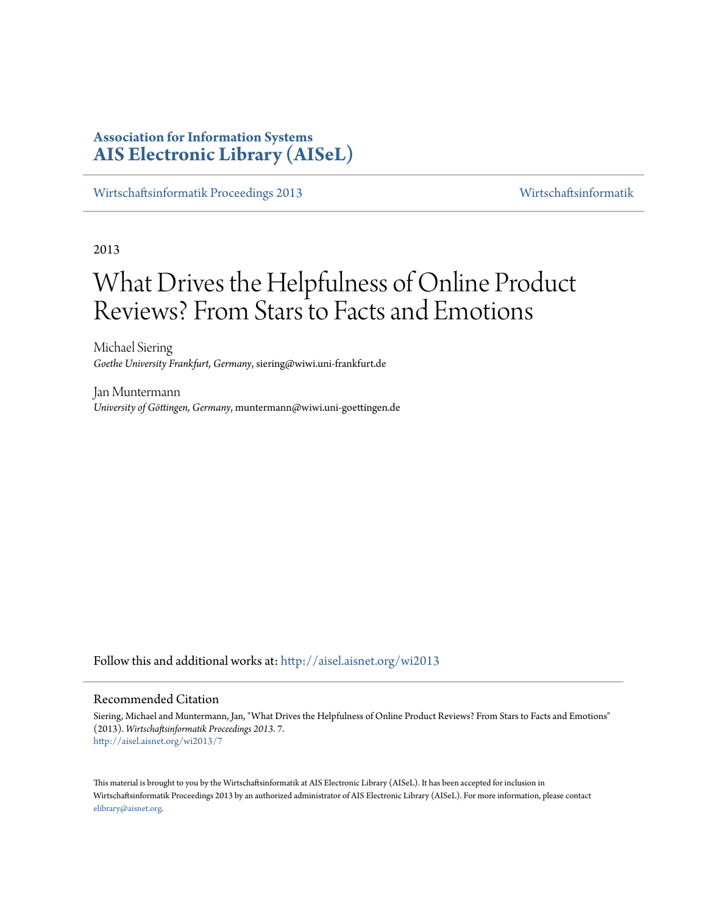**Association for Information Systems**
**AIS Electronic Library (AISeL)**

Wirtschaftsinformatik Proceedings 2013 | Wirtschaftsinformatik

2013

# What Drives the Helpfulness of Online Product Reviews? From Stars to Facts and Emotions

Michael Siering
*Goethe University Frankfurt, Germany*, siering@wiwi.uni-frankfurt.de

Jan Muntermann
*University of Göttingen, Germany*, muntermann@wiwi.uni-goettingen.de

Follow this and additional works at: http://aisel.aisnet.org/wi2013

## Recommended Citation

Siering, Michael and Muntermann, Jan, "What Drives the Helpfulness of Online Product Reviews? From Stars to Facts and Emotions" (2013). *Wirtschaftsinformatik Proceedings 2013*. 7.
http://aisel.aisnet.org/wi2013/7

This material is brought to you by the Wirtschaftsinformatik at AIS Electronic Library (AISeL). It has been accepted for inclusion in Wirtschaftsinformatik Proceedings 2013 by an authorized administrator of AIS Electronic Library (AISeL). For more information, please contact elibrary@aisnet.org.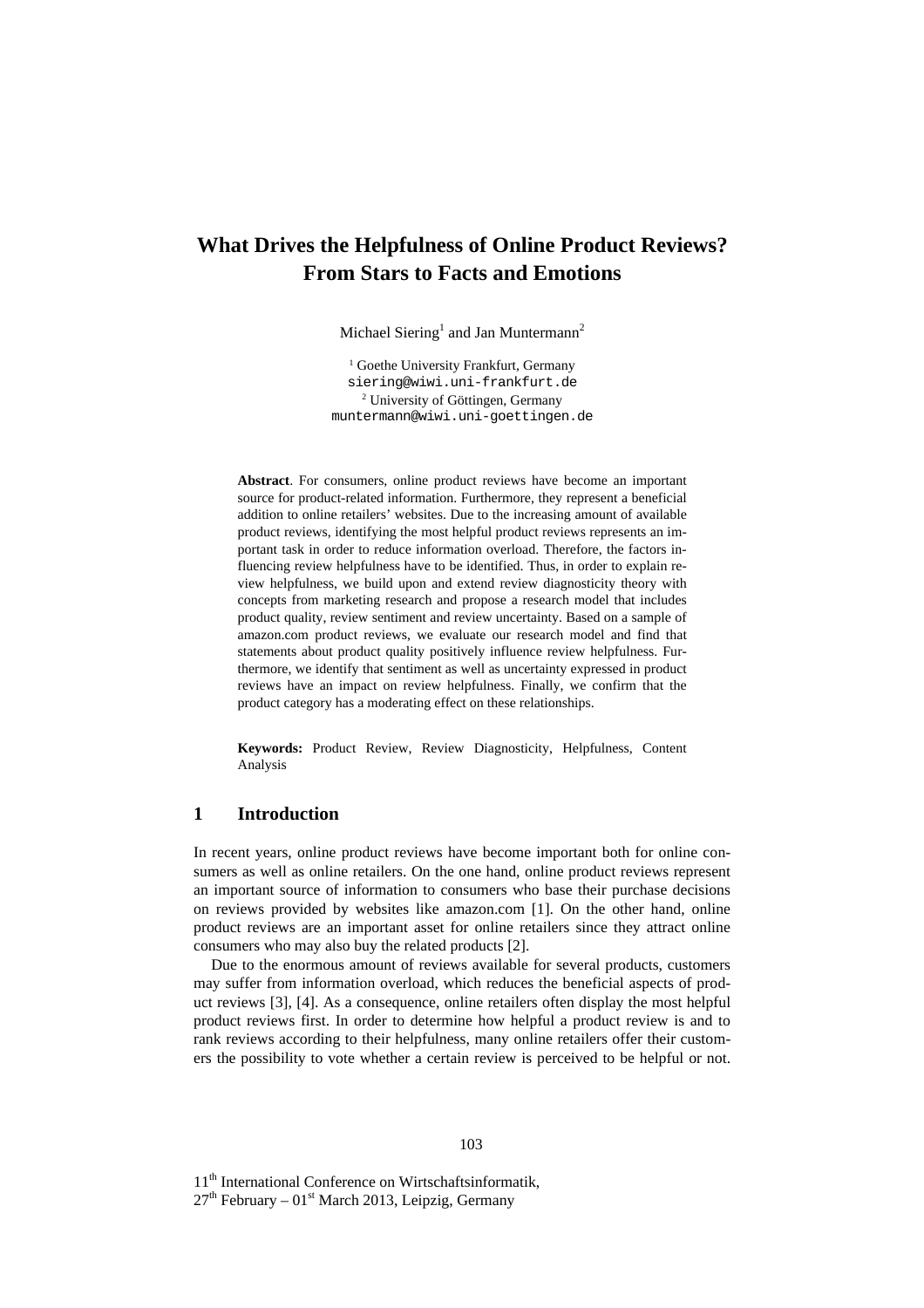# What Drives the Helpfulness of Online Product Reviews? From Stars to Facts and Emotions

Michael Siering[1] and Jan Muntermann[2]

[1] Goethe University Frankfurt, Germany
siering@wiwi.uni-frankfurt.de
[2] University of Göttingen, Germany
muntermann@wiwi.uni-goettingen.de

**Abstract**. For consumers, online product reviews have become an important source for product-related information. Furthermore, they represent a beneficial addition to online retailers' websites. Due to the increasing amount of available product reviews, identifying the most helpful product reviews represents an important task in order to reduce information overload. Therefore, the factors influencing review helpfulness have to be identified. Thus, in order to explain review helpfulness, we build upon and extend review diagnosticity theory with concepts from marketing research and propose a research model that includes product quality, review sentiment and review uncertainty. Based on a sample of amazon.com product reviews, we evaluate our research model and find that statements about product quality positively influence review helpfulness. Furthermore, we identify that sentiment as well as uncertainty expressed in product reviews have an impact on review helpfulness. Finally, we confirm that the product category has a moderating effect on these relationships.

**Keywords:** Product Review, Review Diagnosticity, Helpfulness, Content Analysis

## 1 Introduction

In recent years, online product reviews have become important both for online consumers as well as online retailers. On the one hand, online product reviews represent an important source of information to consumers who base their purchase decisions on reviews provided by websites like amazon.com [1]. On the other hand, online product reviews are an important asset for online retailers since they attract online consumers who may also buy the related products [2].

Due to the enormous amount of reviews available for several products, customers may suffer from information overload, which reduces the beneficial aspects of product reviews [3], [4]. As a consequence, online retailers often display the most helpful product reviews first. In order to determine how helpful a product review is and to rank reviews according to their helpfulness, many online retailers offer their customers the possibility to vote whether a certain review is perceived to be helpful or not.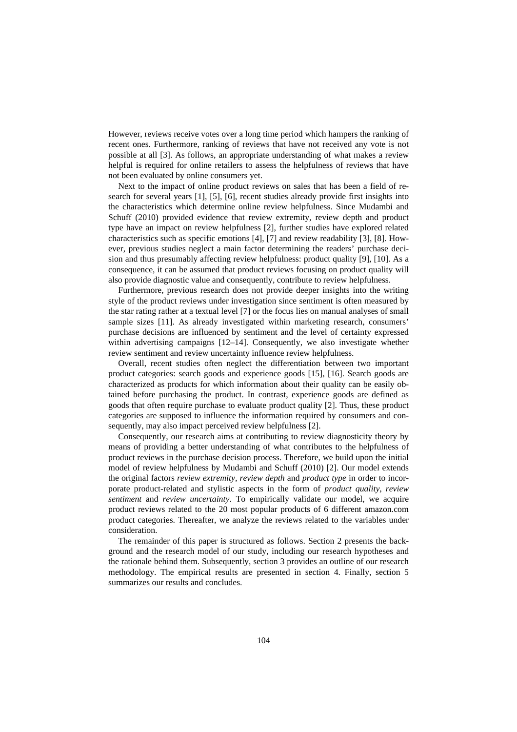However, reviews receive votes over a long time period which hampers the ranking of recent ones. Furthermore, ranking of reviews that have not received any vote is not possible at all [3]. As follows, an appropriate understanding of what makes a review helpful is required for online retailers to assess the helpfulness of reviews that have not been evaluated by online consumers yet.

Next to the impact of online product reviews on sales that has been a field of research for several years [1], [5], [6], recent studies already provide first insights into the characteristics which determine online review helpfulness. Since Mudambi and Schuff (2010) provided evidence that review extremity, review depth and product type have an impact on review helpfulness [2], further studies have explored related characteristics such as specific emotions [4], [7] and review readability [3], [8]. However, previous studies neglect a main factor determining the readers' purchase decision and thus presumably affecting review helpfulness: product quality [9], [10]. As a consequence, it can be assumed that product reviews focusing on product quality will also provide diagnostic value and consequently, contribute to review helpfulness.

Furthermore, previous research does not provide deeper insights into the writing style of the product reviews under investigation since sentiment is often measured by the star rating rather at a textual level [7] or the focus lies on manual analyses of small sample sizes [11]. As already investigated within marketing research, consumers' purchase decisions are influenced by sentiment and the level of certainty expressed within advertising campaigns [12–14]. Consequently, we also investigate whether review sentiment and review uncertainty influence review helpfulness.

Overall, recent studies often neglect the differentiation between two important product categories: search goods and experience goods [15], [16]. Search goods are characterized as products for which information about their quality can be easily obtained before purchasing the product. In contrast, experience goods are defined as goods that often require purchase to evaluate product quality [2]. Thus, these product categories are supposed to influence the information required by consumers and consequently, may also impact perceived review helpfulness [2].

Consequently, our research aims at contributing to review diagnosticity theory by means of providing a better understanding of what contributes to the helpfulness of product reviews in the purchase decision process. Therefore, we build upon the initial model of review helpfulness by Mudambi and Schuff (2010) [2]. Our model extends the original factors *review extremity*, *review depth* and *product type* in order to incorporate product-related and stylistic aspects in the form of *product quality*, *review sentiment* and *review uncertainty*. To empirically validate our model, we acquire product reviews related to the 20 most popular products of 6 different amazon.com product categories. Thereafter, we analyze the reviews related to the variables under consideration.

The remainder of this paper is structured as follows. Section 2 presents the background and the research model of our study, including our research hypotheses and the rationale behind them. Subsequently, section 3 provides an outline of our research methodology. The empirical results are presented in section 4. Finally, section 5 summarizes our results and concludes.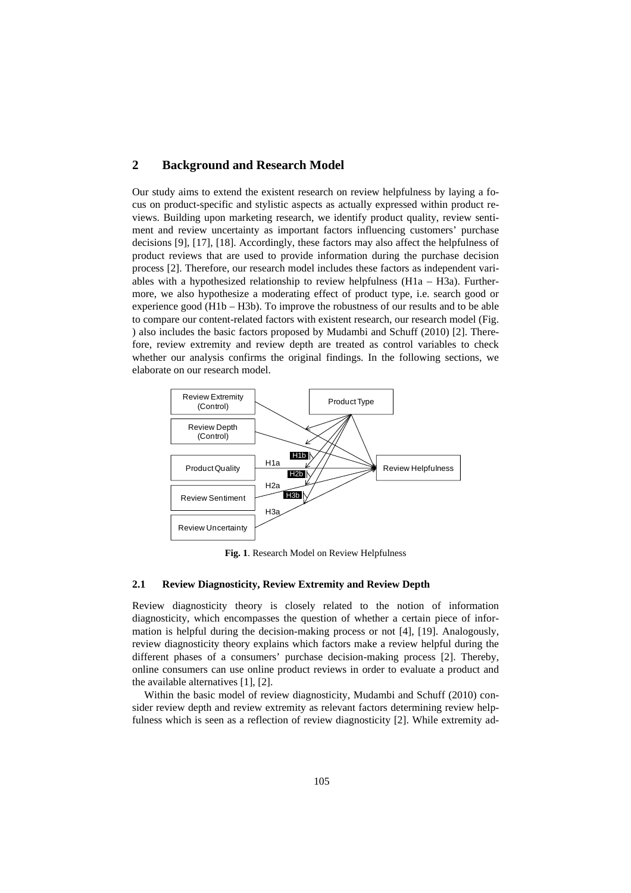## 2 Background and Research Model

Our study aims to extend the existent research on review helpfulness by laying a focus on product-specific and stylistic aspects as actually expressed within product reviews. Building upon marketing research, we identify product quality, review sentiment and review uncertainty as important factors influencing customers' purchase decisions [9], [17], [18]. Accordingly, these factors may also affect the helpfulness of product reviews that are used to provide information during the purchase decision process [2]. Therefore, our research model includes these factors as independent variables with a hypothesized relationship to review helpfulness (H1a – H3a). Furthermore, we also hypothesize a moderating effect of product type, i.e. search good or experience good (H1b – H3b). To improve the robustness of our results and to be able to compare our content-related factors with existent research, our research model (Fig. ) also includes the basic factors proposed by Mudambi and Schuff (2010) [2]. Therefore, review extremity and review depth are treated as control variables to check whether our analysis confirms the original findings. In the following sections, we elaborate on our research model.

**Fig. 1**. Research Model on Review Helpfulness

### 2.1 Review Diagnosticity, Review Extremity and Review Depth

Review diagnosticity theory is closely related to the notion of information diagnosticity, which encompasses the question of whether a certain piece of information is helpful during the decision-making process or not [4], [19]. Analogously, review diagnosticity theory explains which factors make a review helpful during the different phases of a consumers' purchase decision-making process [2]. Thereby, online consumers can use online product reviews in order to evaluate a product and the available alternatives [1], [2].

Within the basic model of review diagnosticity, Mudambi and Schuff (2010) consider review depth and review extremity as relevant factors determining review helpfulness which is seen as a reflection of review diagnosticity [2]. While extremity ad-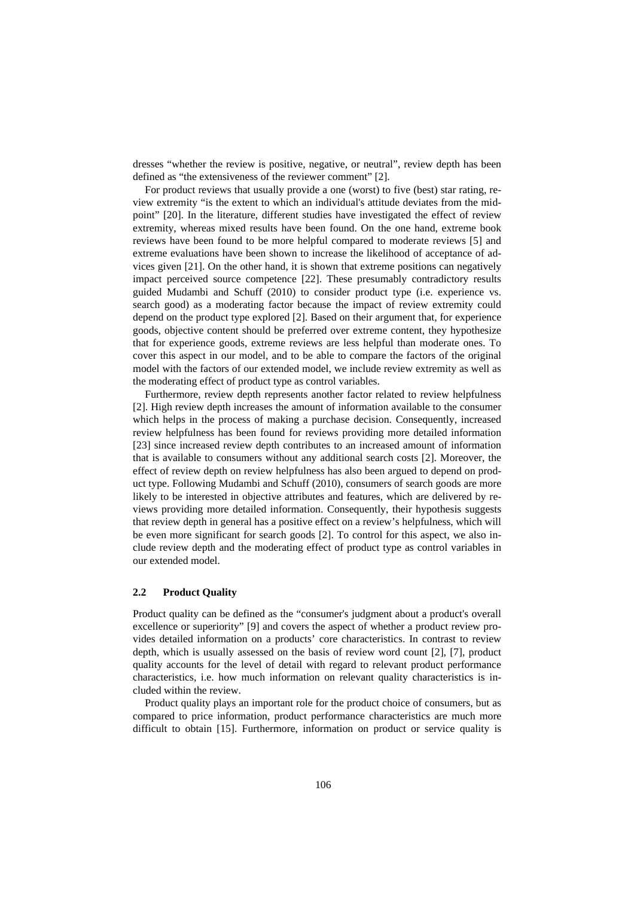dresses "whether the review is positive, negative, or neutral", review depth has been defined as "the extensiveness of the reviewer comment" [2].

For product reviews that usually provide a one (worst) to five (best) star rating, review extremity "is the extent to which an individual's attitude deviates from the midpoint" [20]. In the literature, different studies have investigated the effect of review extremity, whereas mixed results have been found. On the one hand, extreme book reviews have been found to be more helpful compared to moderate reviews [5] and extreme evaluations have been shown to increase the likelihood of acceptance of advices given [21]. On the other hand, it is shown that extreme positions can negatively impact perceived source competence [22]. These presumably contradictory results guided Mudambi and Schuff (2010) to consider product type (i.e. experience vs. search good) as a moderating factor because the impact of review extremity could depend on the product type explored [2]. Based on their argument that, for experience goods, objective content should be preferred over extreme content, they hypothesize that for experience goods, extreme reviews are less helpful than moderate ones. To cover this aspect in our model, and to be able to compare the factors of the original model with the factors of our extended model, we include review extremity as well as the moderating effect of product type as control variables.

Furthermore, review depth represents another factor related to review helpfulness [2]. High review depth increases the amount of information available to the consumer which helps in the process of making a purchase decision. Consequently, increased review helpfulness has been found for reviews providing more detailed information [23] since increased review depth contributes to an increased amount of information that is available to consumers without any additional search costs [2]. Moreover, the effect of review depth on review helpfulness has also been argued to depend on product type. Following Mudambi and Schuff (2010), consumers of search goods are more likely to be interested in objective attributes and features, which are delivered by reviews providing more detailed information. Consequently, their hypothesis suggests that review depth in general has a positive effect on a review's helpfulness, which will be even more significant for search goods [2]. To control for this aspect, we also include review depth and the moderating effect of product type as control variables in our extended model.

### 2.2 Product Quality

Product quality can be defined as the "consumer's judgment about a product's overall excellence or superiority" [9] and covers the aspect of whether a product review provides detailed information on a products' core characteristics. In contrast to review depth, which is usually assessed on the basis of review word count [2], [7], product quality accounts for the level of detail with regard to relevant product performance characteristics, i.e. how much information on relevant quality characteristics is included within the review.

Product quality plays an important role for the product choice of consumers, but as compared to price information, product performance characteristics are much more difficult to obtain [15]. Furthermore, information on product or service quality is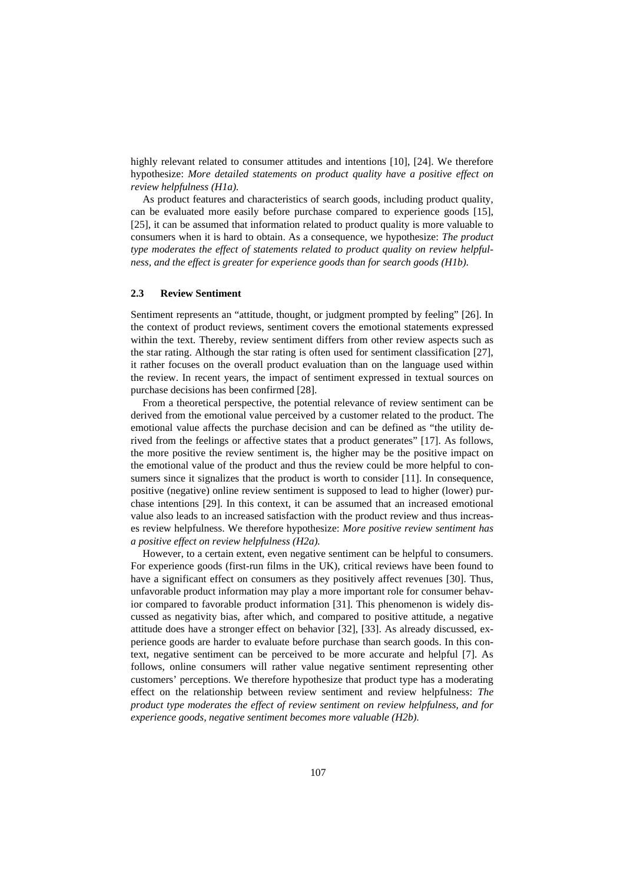highly relevant related to consumer attitudes and intentions [10], [24]. We therefore hypothesize: *More detailed statements on product quality have a positive effect on review helpfulness (H1a).*

As product features and characteristics of search goods, including product quality, can be evaluated more easily before purchase compared to experience goods [15], [25], it can be assumed that information related to product quality is more valuable to consumers when it is hard to obtain. As a consequence, we hypothesize: *The product type moderates the effect of statements related to product quality on review helpfulness, and the effect is greater for experience goods than for search goods (H1b).*

### 2.3 Review Sentiment

Sentiment represents an "attitude, thought, or judgment prompted by feeling" [26]. In the context of product reviews, sentiment covers the emotional statements expressed within the text. Thereby, review sentiment differs from other review aspects such as the star rating. Although the star rating is often used for sentiment classification [27], it rather focuses on the overall product evaluation than on the language used within the review. In recent years, the impact of sentiment expressed in textual sources on purchase decisions has been confirmed [28].

From a theoretical perspective, the potential relevance of review sentiment can be derived from the emotional value perceived by a customer related to the product. The emotional value affects the purchase decision and can be defined as "the utility derived from the feelings or affective states that a product generates" [17]. As follows, the more positive the review sentiment is, the higher may be the positive impact on the emotional value of the product and thus the review could be more helpful to consumers since it signalizes that the product is worth to consider [11]. In consequence, positive (negative) online review sentiment is supposed to lead to higher (lower) purchase intentions [29]. In this context, it can be assumed that an increased emotional value also leads to an increased satisfaction with the product review and thus increases review helpfulness. We therefore hypothesize: *More positive review sentiment has a positive effect on review helpfulness (H2a).*

However, to a certain extent, even negative sentiment can be helpful to consumers. For experience goods (first-run films in the UK), critical reviews have been found to have a significant effect on consumers as they positively affect revenues [30]. Thus, unfavorable product information may play a more important role for consumer behavior compared to favorable product information [31]. This phenomenon is widely discussed as negativity bias, after which, and compared to positive attitude, a negative attitude does have a stronger effect on behavior [32], [33]. As already discussed, experience goods are harder to evaluate before purchase than search goods. In this context, negative sentiment can be perceived to be more accurate and helpful [7]. As follows, online consumers will rather value negative sentiment representing other customers' perceptions. We therefore hypothesize that product type has a moderating effect on the relationship between review sentiment and review helpfulness: *The product type moderates the effect of review sentiment on review helpfulness, and for experience goods, negative sentiment becomes more valuable (H2b).*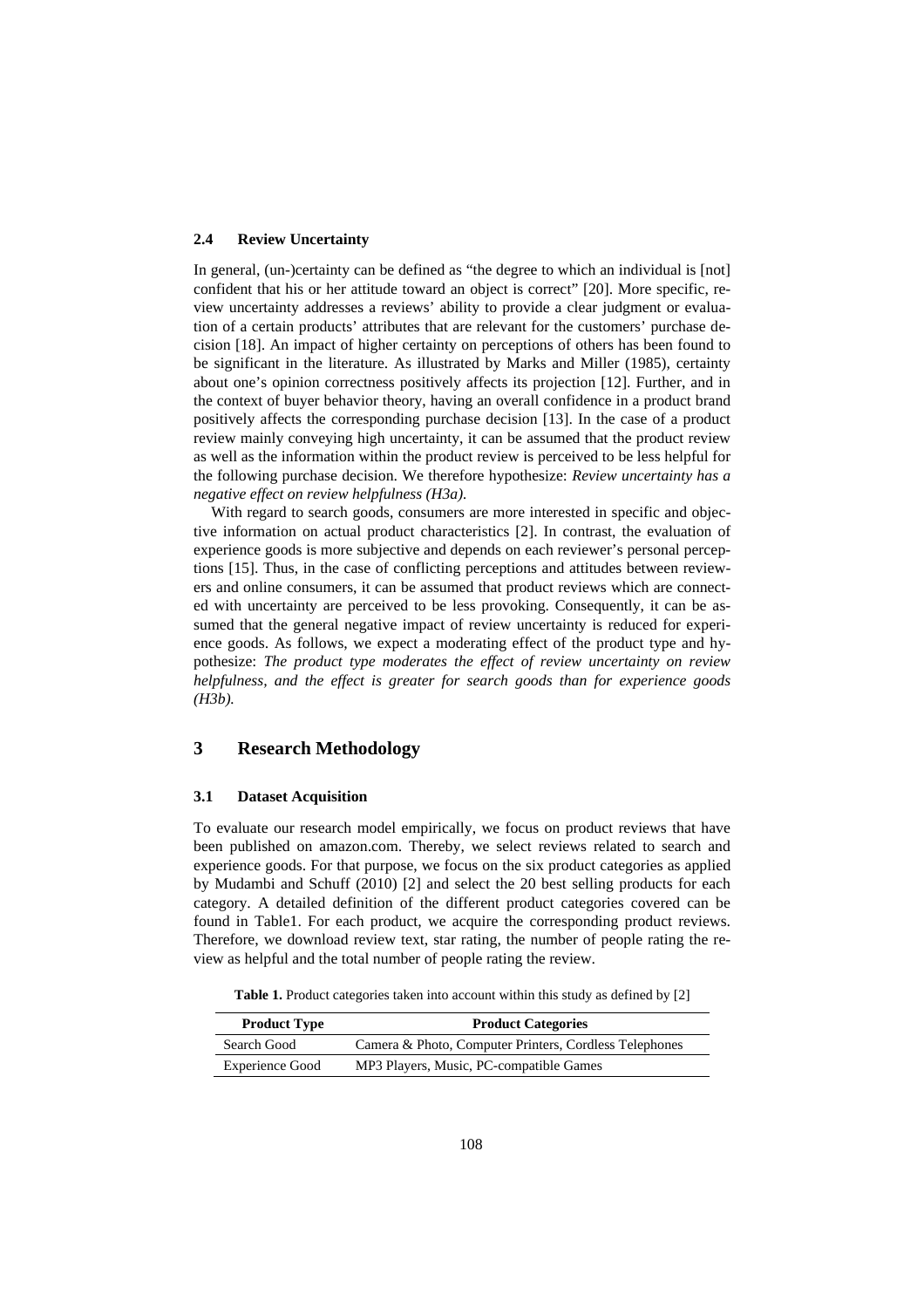### 2.4 Review Uncertainty

In general, (un-)certainty can be defined as "the degree to which an individual is [not] confident that his or her attitude toward an object is correct" [20]. More specific, review uncertainty addresses a reviews' ability to provide a clear judgment or evaluation of a certain products' attributes that are relevant for the customers' purchase decision [18]. An impact of higher certainty on perceptions of others has been found to be significant in the literature. As illustrated by Marks and Miller (1985), certainty about one's opinion correctness positively affects its projection [12]. Further, and in the context of buyer behavior theory, having an overall confidence in a product brand positively affects the corresponding purchase decision [13]. In the case of a product review mainly conveying high uncertainty, it can be assumed that the product review as well as the information within the product review is perceived to be less helpful for the following purchase decision. We therefore hypothesize: *Review uncertainty has a negative effect on review helpfulness (H3a).*

With regard to search goods, consumers are more interested in specific and objective information on actual product characteristics [2]. In contrast, the evaluation of experience goods is more subjective and depends on each reviewer's personal perceptions [15]. Thus, in the case of conflicting perceptions and attitudes between reviewers and online consumers, it can be assumed that product reviews which are connected with uncertainty are perceived to be less provoking. Consequently, it can be assumed that the general negative impact of review uncertainty is reduced for experience goods. As follows, we expect a moderating effect of the product type and hypothesize: *The product type moderates the effect of review uncertainty on review helpfulness, and the effect is greater for search goods than for experience goods (H3b).*

## 3 Research Methodology

### 3.1 Dataset Acquisition

To evaluate our research model empirically, we focus on product reviews that have been published on amazon.com. Thereby, we select reviews related to search and experience goods. For that purpose, we focus on the six product categories as applied by Mudambi and Schuff (2010) [2] and select the 20 best selling products for each category. A detailed definition of the different product categories covered can be found in Table1. For each product, we acquire the corresponding product reviews. Therefore, we download review text, star rating, the number of people rating the review as helpful and the total number of people rating the review.

**Table 1.** Product categories taken into account within this study as defined by [2]

| Product Type | Product Categories |
|---|---|
| Search Good | Camera & Photo, Computer Printers, Cordless Telephones |
| Experience Good | MP3 Players, Music, PC-compatible Games |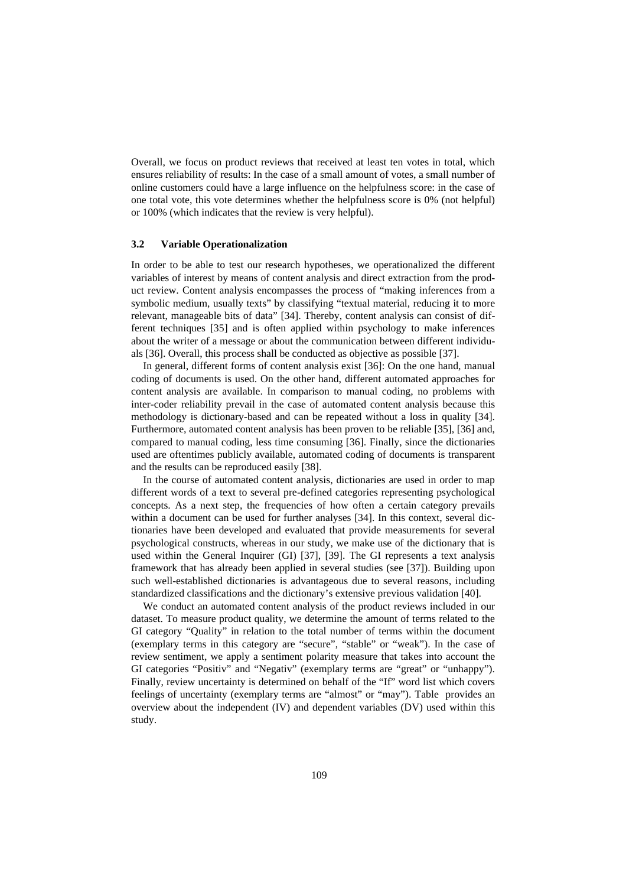Overall, we focus on product reviews that received at least ten votes in total, which ensures reliability of results: In the case of a small amount of votes, a small number of online customers could have a large influence on the helpfulness score: in the case of one total vote, this vote determines whether the helpfulness score is 0% (not helpful) or 100% (which indicates that the review is very helpful).

### 3.2 Variable Operationalization

In order to be able to test our research hypotheses, we operationalized the different variables of interest by means of content analysis and direct extraction from the product review. Content analysis encompasses the process of "making inferences from a symbolic medium, usually texts" by classifying "textual material, reducing it to more relevant, manageable bits of data" [34]. Thereby, content analysis can consist of different techniques [35] and is often applied within psychology to make inferences about the writer of a message or about the communication between different individuals [36]. Overall, this process shall be conducted as objective as possible [37].

In general, different forms of content analysis exist [36]: On the one hand, manual coding of documents is used. On the other hand, different automated approaches for content analysis are available. In comparison to manual coding, no problems with inter-coder reliability prevail in the case of automated content analysis because this methodology is dictionary-based and can be repeated without a loss in quality [34]. Furthermore, automated content analysis has been proven to be reliable [35], [36] and, compared to manual coding, less time consuming [36]. Finally, since the dictionaries used are oftentimes publicly available, automated coding of documents is transparent and the results can be reproduced easily [38].

In the course of automated content analysis, dictionaries are used in order to map different words of a text to several pre-defined categories representing psychological concepts. As a next step, the frequencies of how often a certain category prevails within a document can be used for further analyses [34]. In this context, several dictionaries have been developed and evaluated that provide measurements for several psychological constructs, whereas in our study, we make use of the dictionary that is used within the General Inquirer (GI) [37], [39]. The GI represents a text analysis framework that has already been applied in several studies (see [37]). Building upon such well-established dictionaries is advantageous due to several reasons, including standardized classifications and the dictionary's extensive previous validation [40].

We conduct an automated content analysis of the product reviews included in our dataset. To measure product quality, we determine the amount of terms related to the GI category "Quality" in relation to the total number of terms within the document (exemplary terms in this category are "secure", "stable" or "weak"). In the case of review sentiment, we apply a sentiment polarity measure that takes into account the GI categories "Positiv" and "Negativ" (exemplary terms are "great" or "unhappy"). Finally, review uncertainty is determined on behalf of the "If" word list which covers feelings of uncertainty (exemplary terms are "almost" or "may"). Table provides an overview about the independent (IV) and dependent variables (DV) used within this study.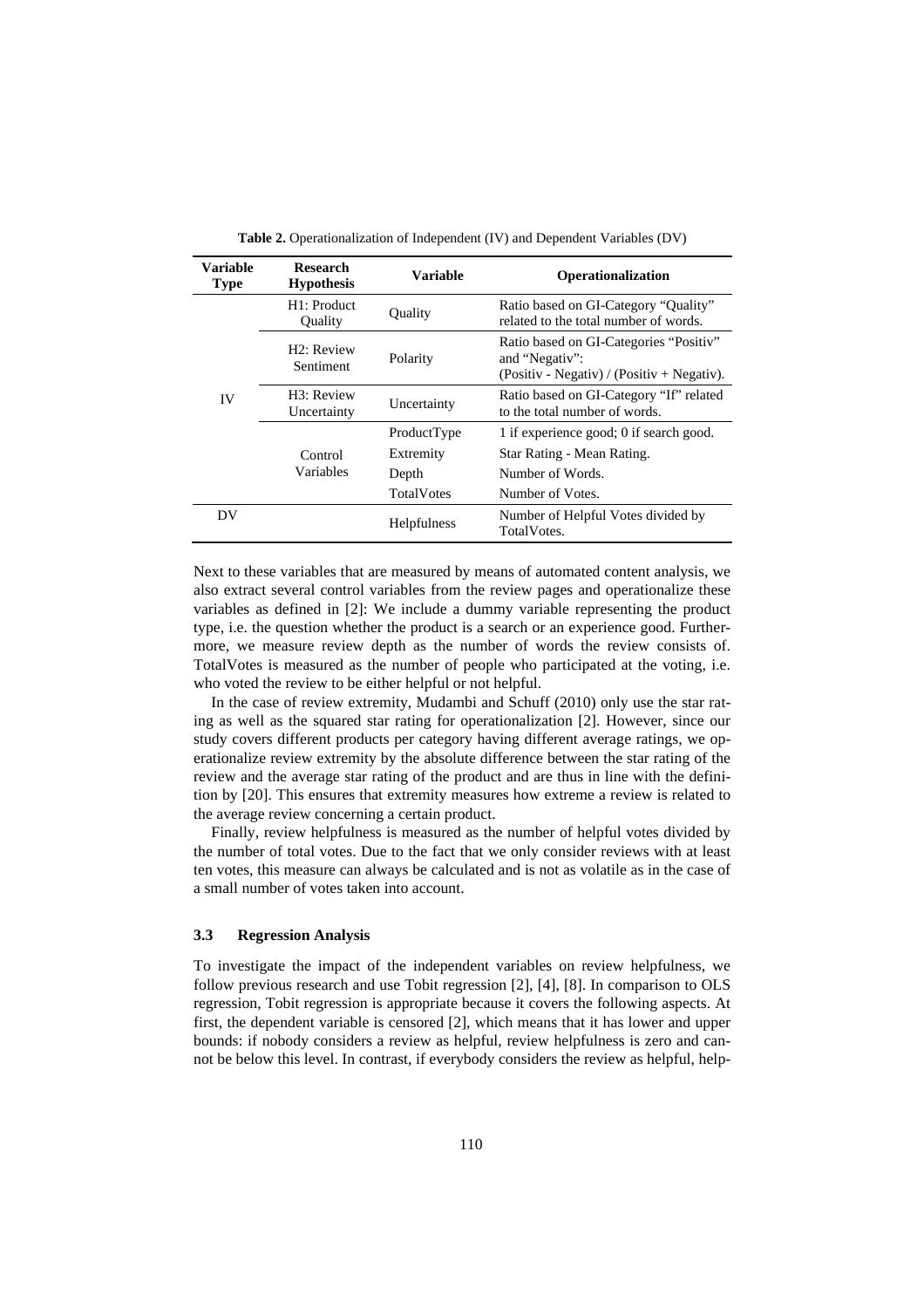**Table 2.** Operationalization of Independent (IV) and Dependent Variables (DV)

| Variable Type | Research Hypothesis | Variable | Operationalization |
|---|---|---|---|
| IV | H1: Product Quality | Quality | Ratio based on GI-Category "Quality" related to the total number of words. |
| | H2: Review Sentiment | Polarity | Ratio based on GI-Categories "Positiv" and "Negativ": (Positiv - Negativ) / (Positiv + Negativ). |
| | H3: Review Uncertainty | Uncertainty | Ratio based on GI-Category "If" related to the total number of words. |
| | Control Variables | ProductType | 1 if experience good; 0 if search good. |
| | | Extremity | Star Rating - Mean Rating. |
| | | Depth | Number of Words. |
| | | TotalVotes | Number of Votes. |
| DV | | Helpfulness | Number of Helpful Votes divided by TotalVotes. |

Next to these variables that are measured by means of automated content analysis, we also extract several control variables from the review pages and operationalize these variables as defined in [2]: We include a dummy variable representing the product type, i.e. the question whether the product is a search or an experience good. Furthermore, we measure review depth as the number of words the review consists of. TotalVotes is measured as the number of people who participated at the voting, i.e. who voted the review to be either helpful or not helpful.

In the case of review extremity, Mudambi and Schuff (2010) only use the star rating as well as the squared star rating for operationalization [2]. However, since our study covers different products per category having different average ratings, we operationalize review extremity by the absolute difference between the star rating of the review and the average star rating of the product and are thus in line with the definition by [20]. This ensures that extremity measures how extreme a review is related to the average review concerning a certain product.

Finally, review helpfulness is measured as the number of helpful votes divided by the number of total votes. Due to the fact that we only consider reviews with at least ten votes, this measure can always be calculated and is not as volatile as in the case of a small number of votes taken into account.

### 3.3 Regression Analysis

To investigate the impact of the independent variables on review helpfulness, we follow previous research and use Tobit regression [2], [4], [8]. In comparison to OLS regression, Tobit regression is appropriate because it covers the following aspects. At first, the dependent variable is censored [2], which means that it has lower and upper bounds: if nobody considers a review as helpful, review helpfulness is zero and cannot be below this level. In contrast, if everybody considers the review as helpful, help-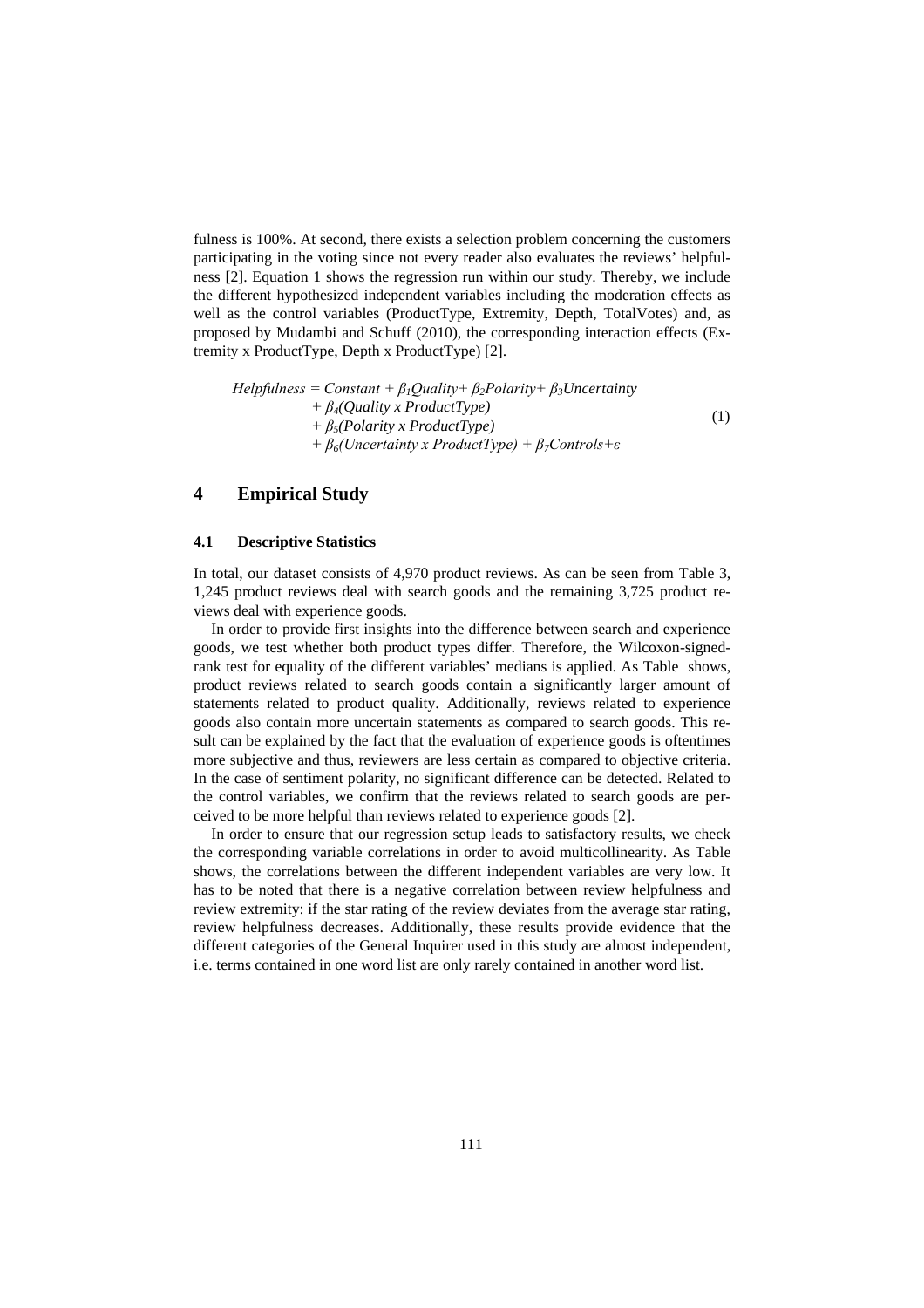fulness is 100%. At second, there exists a selection problem concerning the customers participating in the voting since not every reader also evaluates the reviews' helpfulness [2]. Equation 1 shows the regression run within our study. Thereby, we include the different hypothesized independent variables including the moderation effects as well as the control variables (ProductType, Extremity, Depth, TotalVotes) and, as proposed by Mudambi and Schuff (2010), the corresponding interaction effects (Extremity x ProductType, Depth x ProductType) [2].

$$
\begin{aligned}
Helpfulness = \; & Constant + \beta_1 Quality + \beta_2 Polarity + \beta_3 Uncertainty \\
& + \beta_4 (Quality \times ProductType) \\
& + \beta_5 (Polarity \times ProductType) \\
& + \beta_6 (Uncertainty \times ProductType) + \beta_7 Controls + \varepsilon
\end{aligned}
\tag{1}
$$

# 4 Empirical Study

## 4.1 Descriptive Statistics

In total, our dataset consists of 4,970 product reviews. As can be seen from Table 3, 1,245 product reviews deal with search goods and the remaining 3,725 product reviews deal with experience goods.

In order to provide first insights into the difference between search and experience goods, we test whether both product types differ. Therefore, the Wilcoxon-signed-rank test for equality of the different variables' medians is applied. As Table shows, product reviews related to search goods contain a significantly larger amount of statements related to product quality. Additionally, reviews related to experience goods also contain more uncertain statements as compared to search goods. This result can be explained by the fact that the evaluation of experience goods is oftentimes more subjective and thus, reviewers are less certain as compared to objective criteria. In the case of sentiment polarity, no significant difference can be detected. Related to the control variables, we confirm that the reviews related to search goods are perceived to be more helpful than reviews related to experience goods [2].

In order to ensure that our regression setup leads to satisfactory results, we check the corresponding variable correlations in order to avoid multicollinearity. As Table shows, the correlations between the different independent variables are very low. It has to be noted that there is a negative correlation between review helpfulness and review extremity: if the star rating of the review deviates from the average star rating, review helpfulness decreases. Additionally, these results provide evidence that the different categories of the General Inquirer used in this study are almost independent, i.e. terms contained in one word list are only rarely contained in another word list.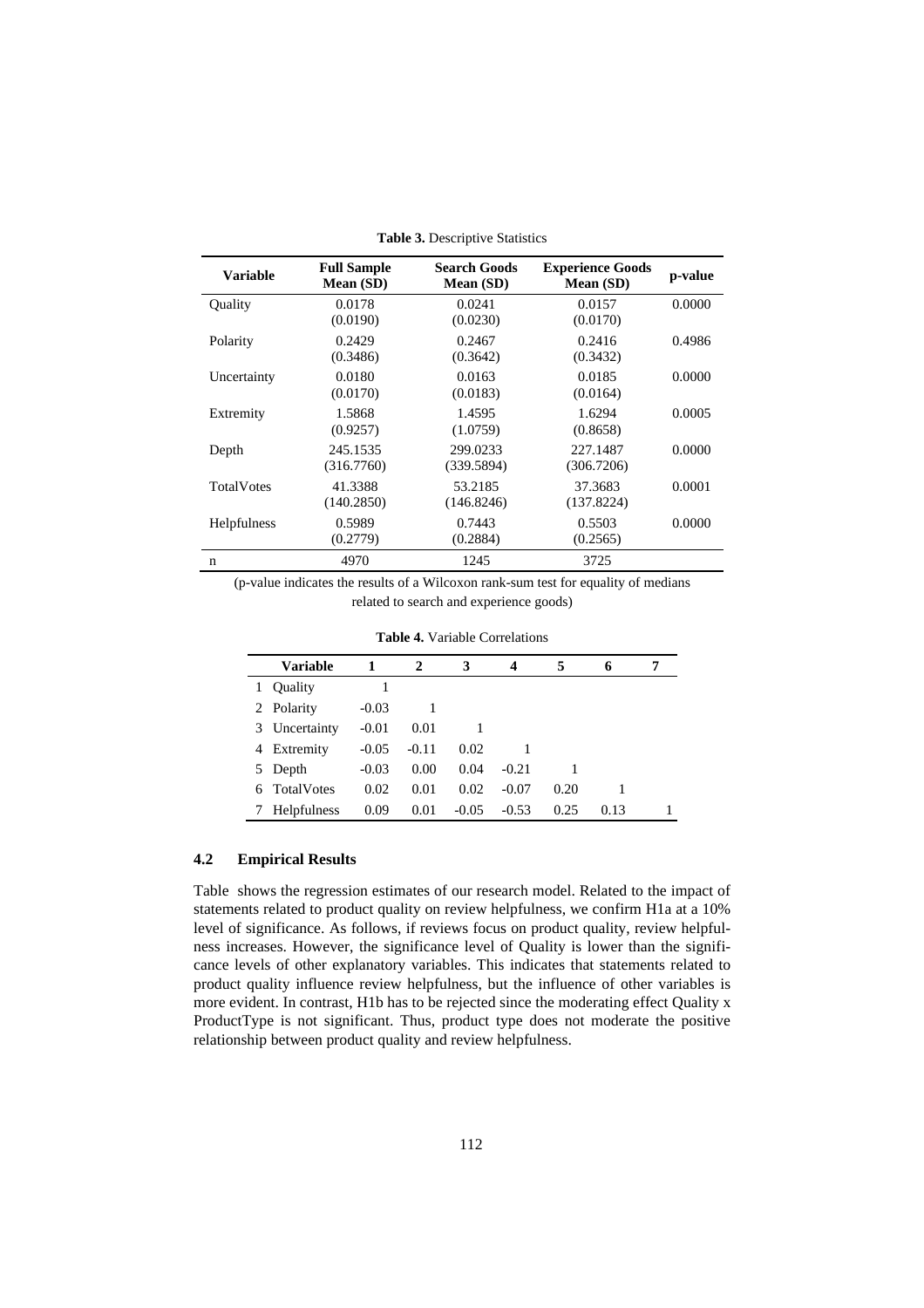**Table 3.** Descriptive Statistics

| Variable | Full Sample Mean (SD) | Search Goods Mean (SD) | Experience Goods Mean (SD) | p-value |
|---|---|---|---|---|
| Quality | 0.0178 (0.0190) | 0.0241 (0.0230) | 0.0157 (0.0170) | 0.0000 |
| Polarity | 0.2429 (0.3486) | 0.2467 (0.3642) | 0.2416 (0.3432) | 0.4986 |
| Uncertainty | 0.0180 (0.0170) | 0.0163 (0.0183) | 0.0185 (0.0164) | 0.0000 |
| Extremity | 1.5868 (0.9257) | 1.4595 (1.0759) | 1.6294 (0.8658) | 0.0005 |
| Depth | 245.1535 (316.7760) | 299.0233 (339.5894) | 227.1487 (306.7206) | 0.0000 |
| TotalVotes | 41.3388 (140.2850) | 53.2185 (146.8246) | 37.3683 (137.8224) | 0.0001 |
| Helpfulness | 0.5989 (0.2779) | 0.7443 (0.2884) | 0.5503 (0.2565) | 0.0000 |
| n | 4970 | 1245 | 3725 | |

(p-value indicates the results of a Wilcoxon rank-sum test for equality of medians related to search and experience goods)

**Table 4.** Variable Correlations

| | Variable | 1 | 2 | 3 | 4 | 5 | 6 | 7 |
|---|---|---|---|---|---|---|---|---|
| 1 | Quality | 1 | | | | | | |
| 2 | Polarity | -0.03 | 1 | | | | | |
| 3 | Uncertainty | -0.01 | 0.01 | 1 | | | | |
| 4 | Extremity | -0.05 | -0.11 | 0.02 | 1 | | | |
| 5 | Depth | -0.03 | 0.00 | 0.04 | -0.21 | 1 | | |
| 6 | TotalVotes | 0.02 | 0.01 | 0.02 | -0.07 | 0.20 | 1 | |
| 7 | Helpfulness | 0.09 | 0.01 | -0.05 | -0.53 | 0.25 | 0.13 | 1 |

### 4.2 Empirical Results

Table shows the regression estimates of our research model. Related to the impact of statements related to product quality on review helpfulness, we confirm H1a at a 10% level of significance. As follows, if reviews focus on product quality, review helpfulness increases. However, the significance level of Quality is lower than the significance levels of other explanatory variables. This indicates that statements related to product quality influence review helpfulness, but the influence of other variables is more evident. In contrast, H1b has to be rejected since the moderating effect Quality x ProductType is not significant. Thus, product type does not moderate the positive relationship between product quality and review helpfulness.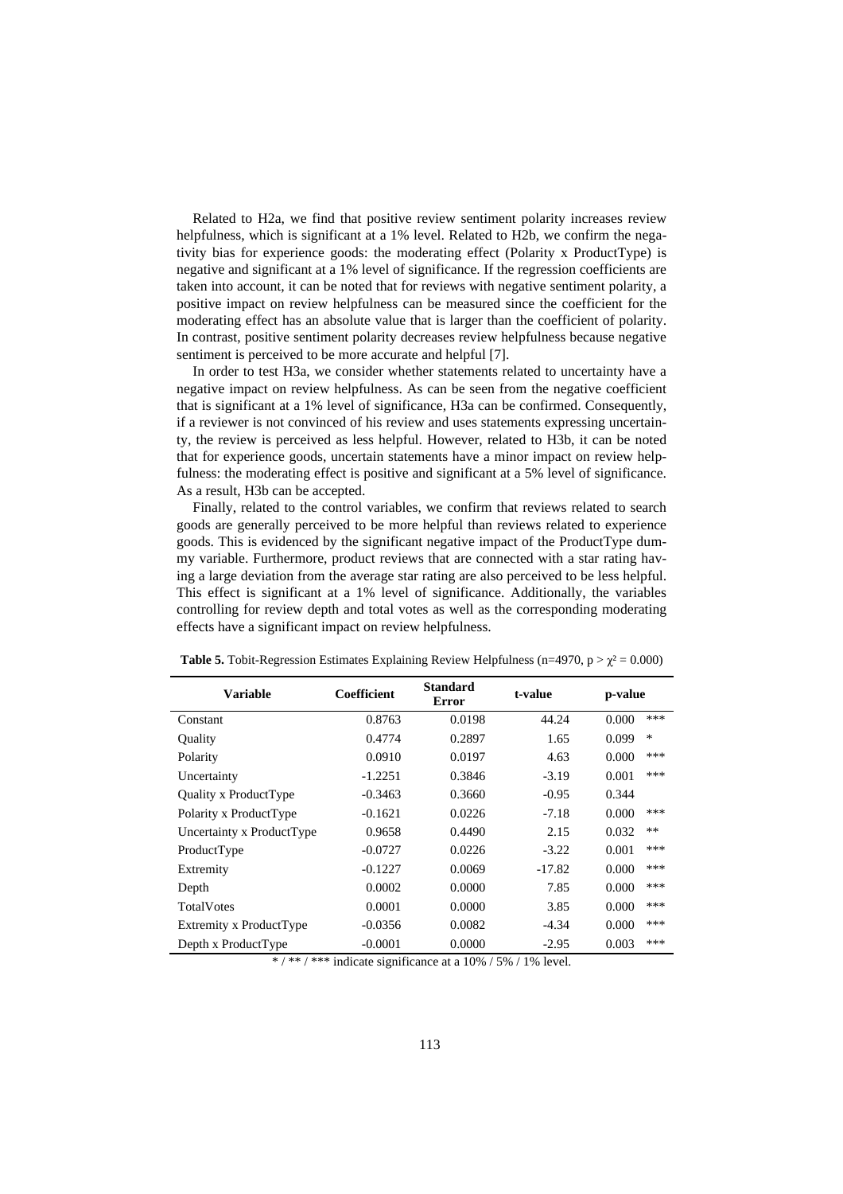Related to H2a, we find that positive review sentiment polarity increases review helpfulness, which is significant at a 1% level. Related to H2b, we confirm the negativity bias for experience goods: the moderating effect (Polarity x ProductType) is negative and significant at a 1% level of significance. If the regression coefficients are taken into account, it can be noted that for reviews with negative sentiment polarity, a positive impact on review helpfulness can be measured since the coefficient for the moderating effect has an absolute value that is larger than the coefficient of polarity. In contrast, positive sentiment polarity decreases review helpfulness because negative sentiment is perceived to be more accurate and helpful [7].

In order to test H3a, we consider whether statements related to uncertainty have a negative impact on review helpfulness. As can be seen from the negative coefficient that is significant at a 1% level of significance, H3a can be confirmed. Consequently, if a reviewer is not convinced of his review and uses statements expressing uncertainty, the review is perceived as less helpful. However, related to H3b, it can be noted that for experience goods, uncertain statements have a minor impact on review helpfulness: the moderating effect is positive and significant at a 5% level of significance. As a result, H3b can be accepted.

Finally, related to the control variables, we confirm that reviews related to search goods are generally perceived to be more helpful than reviews related to experience goods. This is evidenced by the significant negative impact of the ProductType dummy variable. Furthermore, product reviews that are connected with a star rating having a large deviation from the average star rating are also perceived to be less helpful. This effect is significant at a 1% level of significance. Additionally, the variables controlling for review depth and total votes as well as the corresponding moderating effects have a significant impact on review helpfulness.

**Table 5.** Tobit-Regression Estimates Explaining Review Helpfulness (n=4970, $p > \chi^2 = 0.000$)

| Variable | Coefficient | Standard Error | t-value | p-value | |
|---|---|---|---|---|---|
| Constant | 0.8763 | 0.0198 | 44.24 | 0.000 | *** |
| Quality | 0.4774 | 0.2897 | 1.65 | 0.099 | * |
| Polarity | 0.0910 | 0.0197 | 4.63 | 0.000 | *** |
| Uncertainty | -1.2251 | 0.3846 | -3.19 | 0.001 | *** |
| Quality x ProductType | -0.3463 | 0.3660 | -0.95 | 0.344 | |
| Polarity x ProductType | -0.1621 | 0.0226 | -7.18 | 0.000 | *** |
| Uncertainty x ProductType | 0.9658 | 0.4490 | 2.15 | 0.032 | ** |
| ProductType | -0.0727 | 0.0226 | -3.22 | 0.001 | *** |
| Extremity | -0.1227 | 0.0069 | -17.82 | 0.000 | *** |
| Depth | 0.0002 | 0.0000 | 7.85 | 0.000 | *** |
| TotalVotes | 0.0001 | 0.0000 | 3.85 | 0.000 | *** |
| Extremity x ProductType | -0.0356 | 0.0082 | -4.34 | 0.000 | *** |
| Depth x ProductType | -0.0001 | 0.0000 | -2.95 | 0.003 | *** |

* / ** / *** indicate significance at a 10% / 5% / 1% level.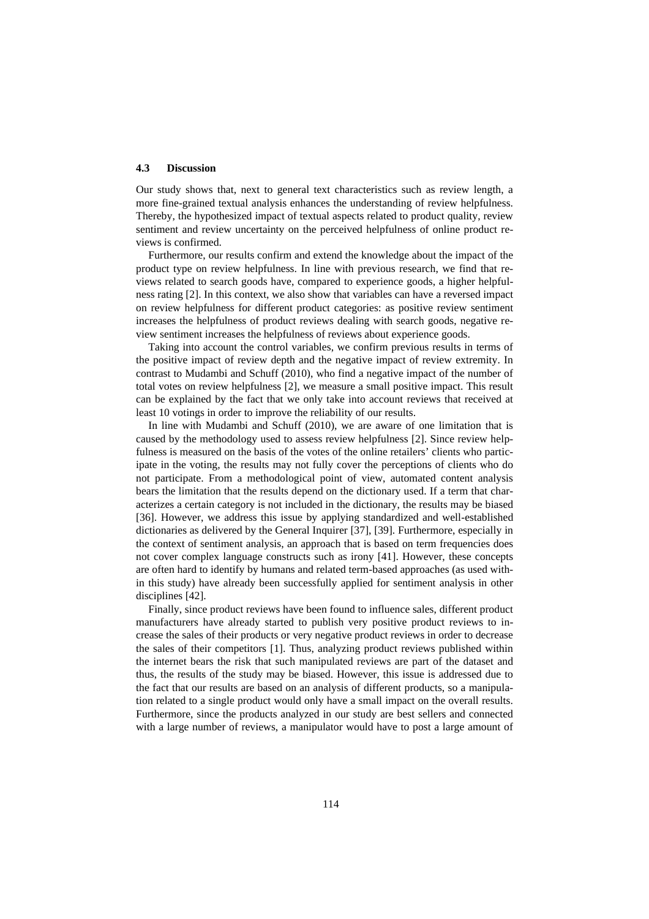### 4.3 Discussion

Our study shows that, next to general text characteristics such as review length, a more fine-grained textual analysis enhances the understanding of review helpfulness. Thereby, the hypothesized impact of textual aspects related to product quality, review sentiment and review uncertainty on the perceived helpfulness of online product reviews is confirmed.

Furthermore, our results confirm and extend the knowledge about the impact of the product type on review helpfulness. In line with previous research, we find that reviews related to search goods have, compared to experience goods, a higher helpfulness rating [2]. In this context, we also show that variables can have a reversed impact on review helpfulness for different product categories: as positive review sentiment increases the helpfulness of product reviews dealing with search goods, negative review sentiment increases the helpfulness of reviews about experience goods.

Taking into account the control variables, we confirm previous results in terms of the positive impact of review depth and the negative impact of review extremity. In contrast to Mudambi and Schuff (2010), who find a negative impact of the number of total votes on review helpfulness [2], we measure a small positive impact. This result can be explained by the fact that we only take into account reviews that received at least 10 votings in order to improve the reliability of our results.

In line with Mudambi and Schuff (2010), we are aware of one limitation that is caused by the methodology used to assess review helpfulness [2]. Since review helpfulness is measured on the basis of the votes of the online retailers' clients who participate in the voting, the results may not fully cover the perceptions of clients who do not participate. From a methodological point of view, automated content analysis bears the limitation that the results depend on the dictionary used. If a term that characterizes a certain category is not included in the dictionary, the results may be biased [36]. However, we address this issue by applying standardized and well-established dictionaries as delivered by the General Inquirer [37], [39]. Furthermore, especially in the context of sentiment analysis, an approach that is based on term frequencies does not cover complex language constructs such as irony [41]. However, these concepts are often hard to identify by humans and related term-based approaches (as used within this study) have already been successfully applied for sentiment analysis in other disciplines [42].

Finally, since product reviews have been found to influence sales, different product manufacturers have already started to publish very positive product reviews to increase the sales of their products or very negative product reviews in order to decrease the sales of their competitors [1]. Thus, analyzing product reviews published within the internet bears the risk that such manipulated reviews are part of the dataset and thus, the results of the study may be biased. However, this issue is addressed due to the fact that our results are based on an analysis of different products, so a manipulation related to a single product would only have a small impact on the overall results. Furthermore, since the products analyzed in our study are best sellers and connected with a large number of reviews, a manipulator would have to post a large amount of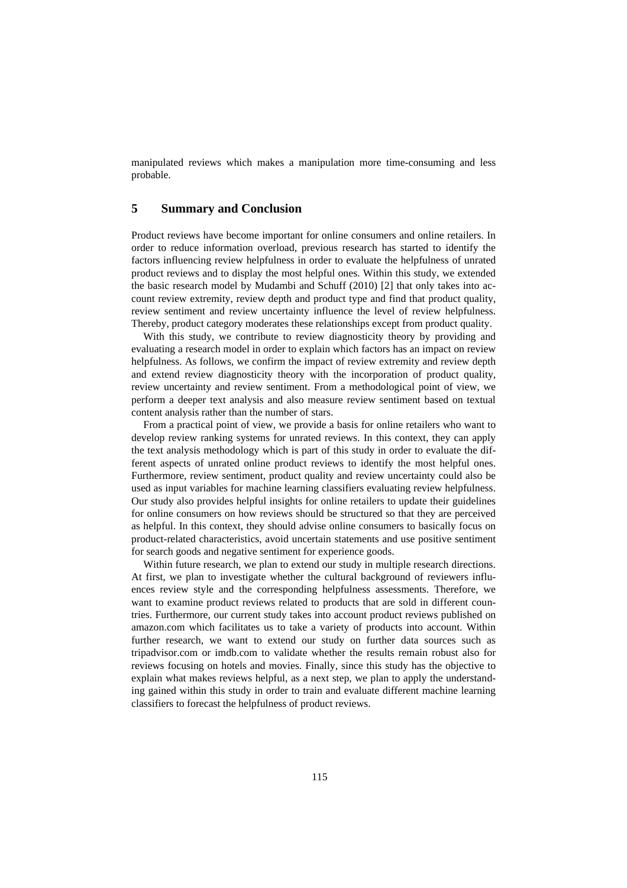manipulated reviews which makes a manipulation more time-consuming and less probable.

## 5 Summary and Conclusion

Product reviews have become important for online consumers and online retailers. In order to reduce information overload, previous research has started to identify the factors influencing review helpfulness in order to evaluate the helpfulness of unrated product reviews and to display the most helpful ones. Within this study, we extended the basic research model by Mudambi and Schuff (2010) [2] that only takes into account review extremity, review depth and product type and find that product quality, review sentiment and review uncertainty influence the level of review helpfulness. Thereby, product category moderates these relationships except from product quality.

With this study, we contribute to review diagnosticity theory by providing and evaluating a research model in order to explain which factors has an impact on review helpfulness. As follows, we confirm the impact of review extremity and review depth and extend review diagnosticity theory with the incorporation of product quality, review uncertainty and review sentiment. From a methodological point of view, we perform a deeper text analysis and also measure review sentiment based on textual content analysis rather than the number of stars.

From a practical point of view, we provide a basis for online retailers who want to develop review ranking systems for unrated reviews. In this context, they can apply the text analysis methodology which is part of this study in order to evaluate the different aspects of unrated online product reviews to identify the most helpful ones. Furthermore, review sentiment, product quality and review uncertainty could also be used as input variables for machine learning classifiers evaluating review helpfulness. Our study also provides helpful insights for online retailers to update their guidelines for online consumers on how reviews should be structured so that they are perceived as helpful. In this context, they should advise online consumers to basically focus on product-related characteristics, avoid uncertain statements and use positive sentiment for search goods and negative sentiment for experience goods.

Within future research, we plan to extend our study in multiple research directions. At first, we plan to investigate whether the cultural background of reviewers influences review style and the corresponding helpfulness assessments. Therefore, we want to examine product reviews related to products that are sold in different countries. Furthermore, our current study takes into account product reviews published on amazon.com which facilitates us to take a variety of products into account. Within further research, we want to extend our study on further data sources such as tripadvisor.com or imdb.com to validate whether the results remain robust also for reviews focusing on hotels and movies. Finally, since this study has the objective to explain what makes reviews helpful, as a next step, we plan to apply the understanding gained within this study in order to train and evaluate different machine learning classifiers to forecast the helpfulness of product reviews.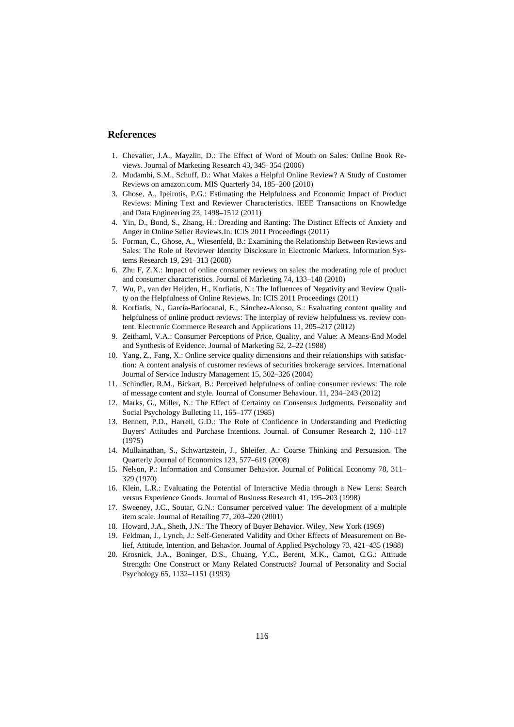## References

1. Chevalier, J.A., Mayzlin, D.: The Effect of Word of Mouth on Sales: Online Book Reviews. Journal of Marketing Research 43, 345–354 (2006)
2. Mudambi, S.M., Schuff, D.: What Makes a Helpful Online Review? A Study of Customer Reviews on amazon.com. MIS Quarterly 34, 185–200 (2010)
3. Ghose, A., Ipeirotis, P.G.: Estimating the Helpfulness and Economic Impact of Product Reviews: Mining Text and Reviewer Characteristics. IEEE Transactions on Knowledge and Data Engineering 23, 1498–1512 (2011)
4. Yin, D., Bond, S., Zhang, H.: Dreading and Ranting: The Distinct Effects of Anxiety and Anger in Online Seller Reviews.In: ICIS 2011 Proceedings (2011)
5. Forman, C., Ghose, A., Wiesenfeld, B.: Examining the Relationship Between Reviews and Sales: The Role of Reviewer Identity Disclosure in Electronic Markets. Information Systems Research 19, 291–313 (2008)
6. Zhu F, Z.X.: Impact of online consumer reviews on sales: the moderating role of product and consumer characteristics. Journal of Marketing 74, 133–148 (2010)
7. Wu, P., van der Heijden, H., Korfiatis, N.: The Influences of Negativity and Review Quality on the Helpfulness of Online Reviews. In: ICIS 2011 Proceedings (2011)
8. Korfiatis, N., García-Bariocanal, E., Sánchez-Alonso, S.: Evaluating content quality and helpfulness of online product reviews: The interplay of review helpfulness vs. review content. Electronic Commerce Research and Applications 11, 205–217 (2012)
9. Zeithaml, V.A.: Consumer Perceptions of Price, Quality, and Value: A Means-End Model and Synthesis of Evidence. Journal of Marketing 52, 2–22 (1988)
10. Yang, Z., Fang, X.: Online service quality dimensions and their relationships with satisfaction: A content analysis of customer reviews of securities brokerage services. International Journal of Service Industry Management 15, 302–326 (2004)
11. Schindler, R.M., Bickart, B.: Perceived helpfulness of online consumer reviews: The role of message content and style. Journal of Consumer Behaviour. 11, 234–243 (2012)
12. Marks, G., Miller, N.: The Effect of Certainty on Consensus Judgments. Personality and Social Psychology Bulleting 11, 165–177 (1985)
13. Bennett, P.D., Harrell, G.D.: The Role of Confidence in Understanding and Predicting Buyers' Attitudes and Purchase Intentions. Journal. of Consumer Research 2, 110–117 (1975)
14. Mullainathan, S., Schwartzstein, J., Shleifer, A.: Coarse Thinking and Persuasion. The Quarterly Journal of Economics 123, 577–619 (2008)
15. Nelson, P.: Information and Consumer Behavior. Journal of Political Economy 78, 311–329 (1970)
16. Klein, L.R.: Evaluating the Potential of Interactive Media through a New Lens: Search versus Experience Goods. Journal of Business Research 41, 195–203 (1998)
17. Sweeney, J.C., Soutar, G.N.: Consumer perceived value: The development of a multiple item scale. Journal of Retailing 77, 203–220 (2001)
18. Howard, J.A., Sheth, J.N.: The Theory of Buyer Behavior. Wiley, New York (1969)
19. Feldman, J., Lynch, J.: Self-Generated Validity and Other Effects of Measurement on Belief, Attitude, Intention, and Behavior. Journal of Applied Psychology 73, 421–435 (1988)
20. Krosnick, J.A., Boninger, D.S., Chuang, Y.C., Berent, M.K., Camot, C.G.: Attitude Strength: One Construct or Many Related Constructs? Journal of Personality and Social Psychology 65, 1132–1151 (1993)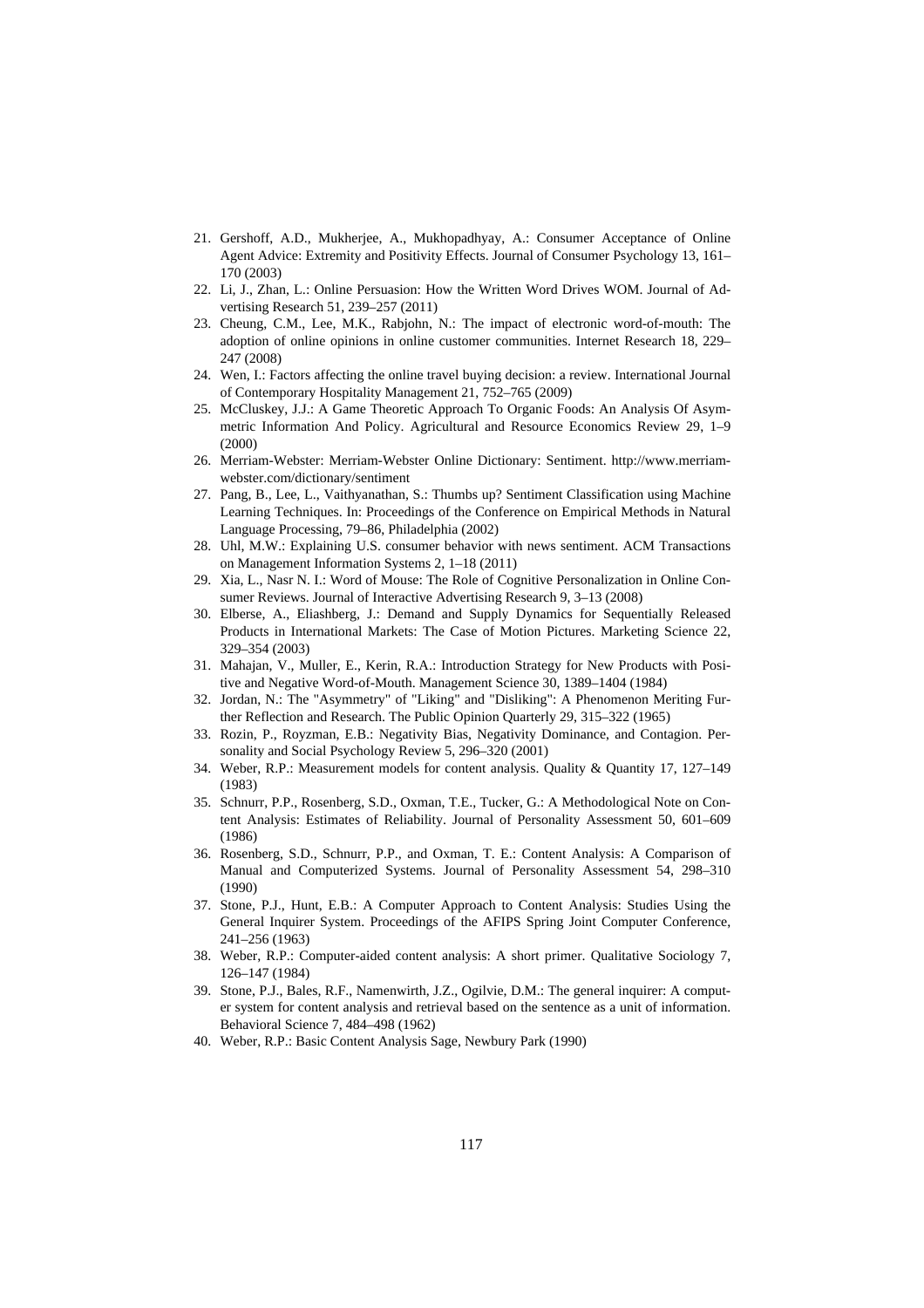21. Gershoff, A.D., Mukherjee, A., Mukhopadhyay, A.: Consumer Acceptance of Online Agent Advice: Extremity and Positivity Effects. Journal of Consumer Psychology 13, 161–170 (2003)
22. Li, J., Zhan, L.: Online Persuasion: How the Written Word Drives WOM. Journal of Advertising Research 51, 239–257 (2011)
23. Cheung, C.M., Lee, M.K., Rabjohn, N.: The impact of electronic word-of-mouth: The adoption of online opinions in online customer communities. Internet Research 18, 229–247 (2008)
24. Wen, I.: Factors affecting the online travel buying decision: a review. International Journal of Contemporary Hospitality Management 21, 752–765 (2009)
25. McCluskey, J.J.: A Game Theoretic Approach To Organic Foods: An Analysis Of Asymmetric Information And Policy. Agricultural and Resource Economics Review 29, 1–9 (2000)
26. Merriam-Webster: Merriam-Webster Online Dictionary: Sentiment. http://www.merriam-webster.com/dictionary/sentiment
27. Pang, B., Lee, L., Vaithyanathan, S.: Thumbs up? Sentiment Classification using Machine Learning Techniques. In: Proceedings of the Conference on Empirical Methods in Natural Language Processing, 79–86, Philadelphia (2002)
28. Uhl, M.W.: Explaining U.S. consumer behavior with news sentiment. ACM Transactions on Management Information Systems 2, 1–18 (2011)
29. Xia, L., Nasr N. I.: Word of Mouse: The Role of Cognitive Personalization in Online Consumer Reviews. Journal of Interactive Advertising Research 9, 3–13 (2008)
30. Elberse, A., Eliashberg, J.: Demand and Supply Dynamics for Sequentially Released Products in International Markets: The Case of Motion Pictures. Marketing Science 22, 329–354 (2003)
31. Mahajan, V., Muller, E., Kerin, R.A.: Introduction Strategy for New Products with Positive and Negative Word-of-Mouth. Management Science 30, 1389–1404 (1984)
32. Jordan, N.: The "Asymmetry" of "Liking" and "Disliking": A Phenomenon Meriting Further Reflection and Research. The Public Opinion Quarterly 29, 315–322 (1965)
33. Rozin, P., Royzman, E.B.: Negativity Bias, Negativity Dominance, and Contagion. Personality and Social Psychology Review 5, 296–320 (2001)
34. Weber, R.P.: Measurement models for content analysis. Quality & Quantity 17, 127–149 (1983)
35. Schnurr, P.P., Rosenberg, S.D., Oxman, T.E., Tucker, G.: A Methodological Note on Content Analysis: Estimates of Reliability. Journal of Personality Assessment 50, 601–609 (1986)
36. Rosenberg, S.D., Schnurr, P.P., and Oxman, T. E.: Content Analysis: A Comparison of Manual and Computerized Systems. Journal of Personality Assessment 54, 298–310 (1990)
37. Stone, P.J., Hunt, E.B.: A Computer Approach to Content Analysis: Studies Using the General Inquirer System. Proceedings of the AFIPS Spring Joint Computer Conference, 241–256 (1963)
38. Weber, R.P.: Computer-aided content analysis: A short primer. Qualitative Sociology 7, 126–147 (1984)
39. Stone, P.J., Bales, R.F., Namenwirth, J.Z., Ogilvie, D.M.: The general inquirer: A computer system for content analysis and retrieval based on the sentence as a unit of information. Behavioral Science 7, 484–498 (1962)
40. Weber, R.P.: Basic Content Analysis Sage, Newbury Park (1990)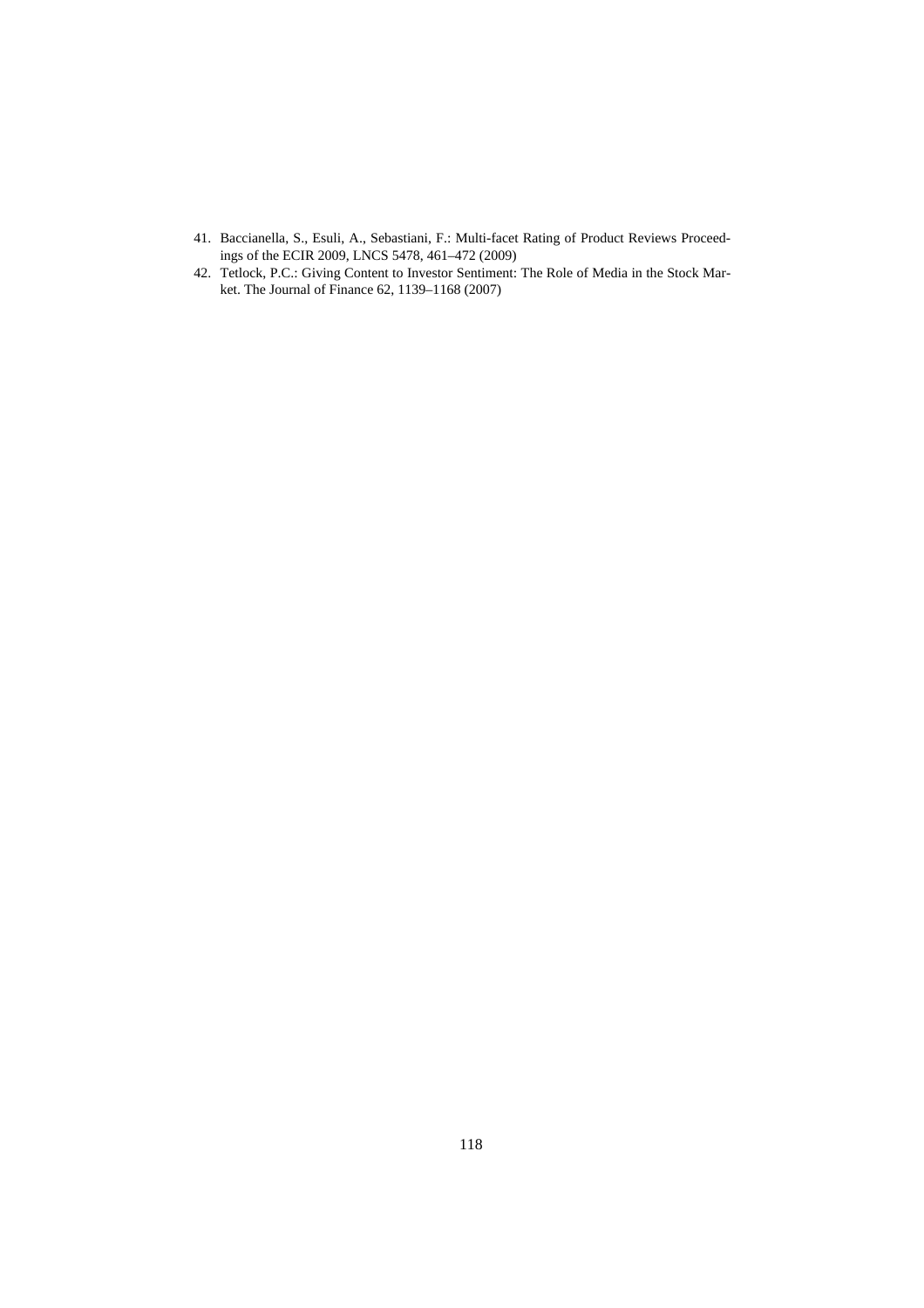41. Baccianella, S., Esuli, A., Sebastiani, F.: Multi-facet Rating of Product Reviews Proceedings of the ECIR 2009, LNCS 5478, 461–472 (2009)
42. Tetlock, P.C.: Giving Content to Investor Sentiment: The Role of Media in the Stock Market. The Journal of Finance 62, 1139–1168 (2007)